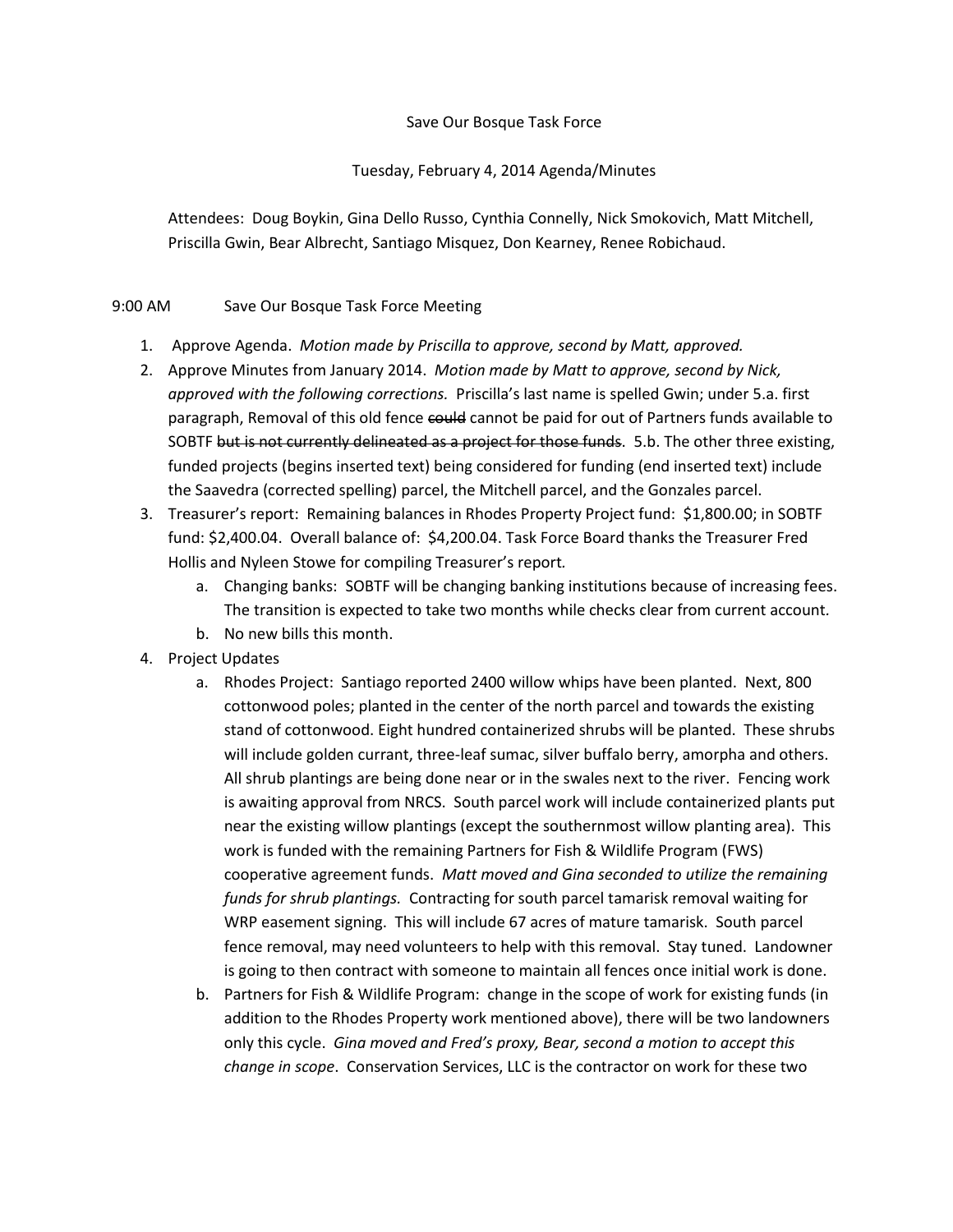Save Our Bosque Task Force

Tuesday, February 4, 2014 Agenda/Minutes

Attendees: Doug Boykin, Gina Dello Russo, Cynthia Connelly, Nick Smokovich, Matt Mitchell, Priscilla Gwin, Bear Albrecht, Santiago Misquez, Don Kearney, Renee Robichaud.

9:00 AM Save Our Bosque Task Force Meeting

1. Approve Agenda. *Motion made by Priscilla to approve, second by Matt, approved.*
2. Approve Minutes from January 2014. *Motion made by Matt to approve, second by Nick, approved with the following corrections.* Priscilla's last name is spelled Gwin; under 5.a. first paragraph, Removal of this old fence ~~could~~ cannot be paid for out of Partners funds available to SOBTF ~~but is not currently delineated as a project for those funds~~. 5.b. The other three existing, funded projects (begins inserted text) being considered for funding (end inserted text) include the Saavedra (corrected spelling) parcel, the Mitchell parcel, and the Gonzales parcel.
3. Treasurer's report: Remaining balances in Rhodes Property Project fund: $1,800.00; in SOBTF fund: $2,400.04. Overall balance of: $4,200.04. Task Force Board thanks the Treasurer Fred Hollis and Nyleen Stowe for compiling Treasurer's report.
   a. Changing banks: SOBTF will be changing banking institutions because of increasing fees. The transition is expected to take two months while checks clear from current account.
   b. No new bills this month.
4. Project Updates
   a. Rhodes Project: Santiago reported 2400 willow whips have been planted. Next, 800 cottonwood poles; planted in the center of the north parcel and towards the existing stand of cottonwood. Eight hundred containerized shrubs will be planted. These shrubs will include golden currant, three-leaf sumac, silver buffalo berry, amorpha and others. All shrub plantings are being done near or in the swales next to the river. Fencing work is awaiting approval from NRCS. South parcel work will include containerized plants put near the existing willow plantings (except the southernmost willow planting area). This work is funded with the remaining Partners for Fish & Wildlife Program (FWS) cooperative agreement funds. *Matt moved and Gina seconded to utilize the remaining funds for shrub plantings.* Contracting for south parcel tamarisk removal waiting for WRP easement signing. This will include 67 acres of mature tamarisk. South parcel fence removal, may need volunteers to help with this removal. Stay tuned. Landowner is going to then contract with someone to maintain all fences once initial work is done.
   b. Partners for Fish & Wildlife Program: change in the scope of work for existing funds (in addition to the Rhodes Property work mentioned above), there will be two landowners only this cycle. *Gina moved and Fred's proxy, Bear, second a motion to accept this change in scope*. Conservation Services, LLC is the contractor on work for these two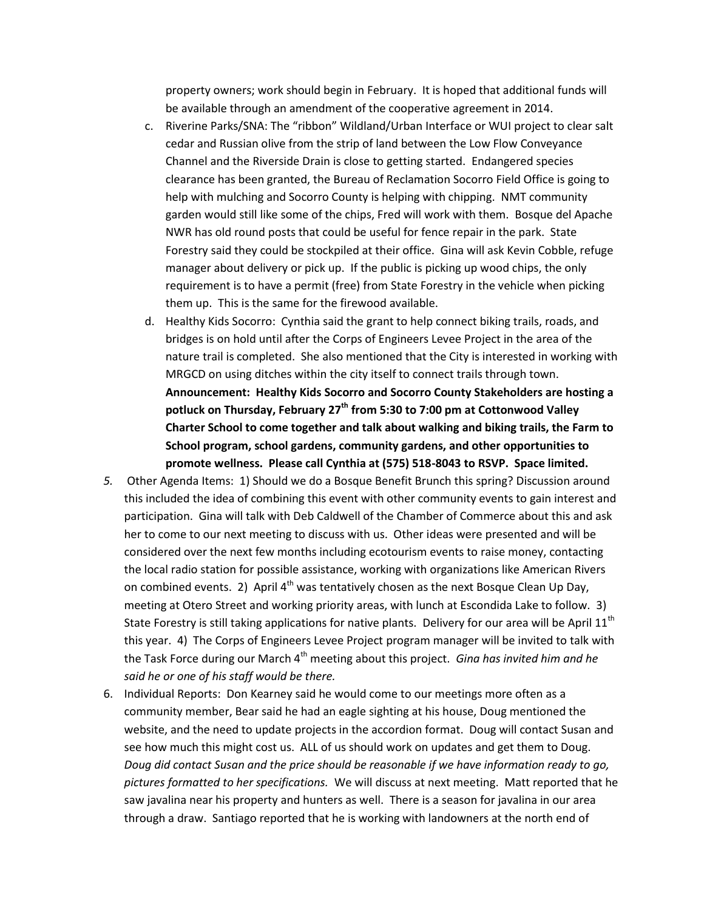property owners; work should begin in February. It is hoped that additional funds will be available through an amendment of the cooperative agreement in 2014.

c. Riverine Parks/SNA: The "ribbon" Wildland/Urban Interface or WUI project to clear salt cedar and Russian olive from the strip of land between the Low Flow Conveyance Channel and the Riverside Drain is close to getting started. Endangered species clearance has been granted, the Bureau of Reclamation Socorro Field Office is going to help with mulching and Socorro County is helping with chipping. NMT community garden would still like some of the chips, Fred will work with them. Bosque del Apache NWR has old round posts that could be useful for fence repair in the park. State Forestry said they could be stockpiled at their office. Gina will ask Kevin Cobble, refuge manager about delivery or pick up. If the public is picking up wood chips, the only requirement is to have a permit (free) from State Forestry in the vehicle when picking them up. This is the same for the firewood available.

d. Healthy Kids Socorro: Cynthia said the grant to help connect biking trails, roads, and bridges is on hold until after the Corps of Engineers Levee Project in the area of the nature trail is completed. She also mentioned that the City is interested in working with MRGCD on using ditches within the city itself to connect trails through town. **Announcement: Healthy Kids Socorro and Socorro County Stakeholders are hosting a potluck on Thursday, February 27th from 5:30 to 7:00 pm at Cottonwood Valley Charter School to come together and talk about walking and biking trails, the Farm to School program, school gardens, community gardens, and other opportunities to promote wellness. Please call Cynthia at (575) 518-8043 to RSVP. Space limited.**

5. Other Agenda Items: 1) Should we do a Bosque Benefit Brunch this spring? Discussion around this included the idea of combining this event with other community events to gain interest and participation. Gina will talk with Deb Caldwell of the Chamber of Commerce about this and ask her to come to our next meeting to discuss with us. Other ideas were presented and will be considered over the next few months including ecotourism events to raise money, contacting the local radio station for possible assistance, working with organizations like American Rivers on combined events. 2) April 4th was tentatively chosen as the next Bosque Clean Up Day, meeting at Otero Street and working priority areas, with lunch at Escondida Lake to follow. 3) State Forestry is still taking applications for native plants. Delivery for our area will be April 11th this year. 4) The Corps of Engineers Levee Project program manager will be invited to talk with the Task Force during our March 4th meeting about this project. *Gina has invited him and he said he or one of his staff would be there.*

6. Individual Reports: Don Kearney said he would come to our meetings more often as a community member, Bear said he had an eagle sighting at his house, Doug mentioned the website, and the need to update projects in the accordion format. Doug will contact Susan and see how much this might cost us. ALL of us should work on updates and get them to Doug. *Doug did contact Susan and the price should be reasonable if we have information ready to go, pictures formatted to her specifications.* We will discuss at next meeting. Matt reported that he saw javalina near his property and hunters as well. There is a season for javalina in our area through a draw. Santiago reported that he is working with landowners at the north end of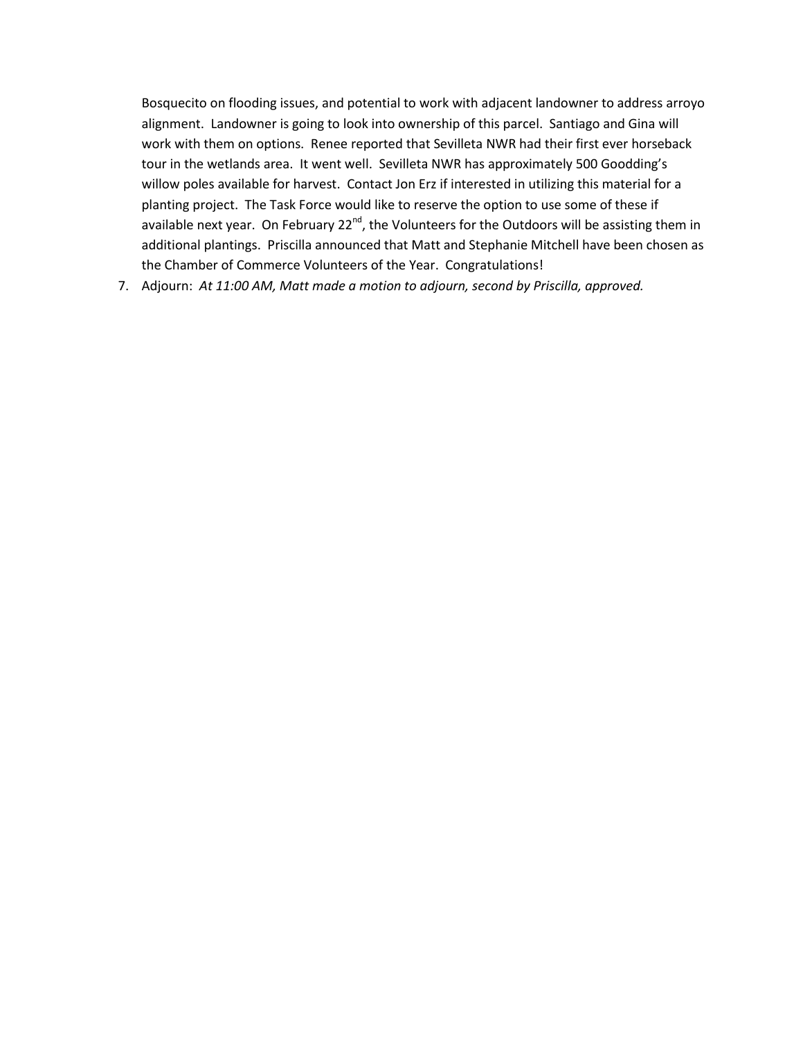Bosquecito on flooding issues, and potential to work with adjacent landowner to address arroyo alignment. Landowner is going to look into ownership of this parcel. Santiago and Gina will work with them on options. Renee reported that Sevilleta NWR had their first ever horseback tour in the wetlands area. It went well. Sevilleta NWR has approximately 500 Goodding's willow poles available for harvest. Contact Jon Erz if interested in utilizing this material for a planting project. The Task Force would like to reserve the option to use some of these if available next year. On February 22nd, the Volunteers for the Outdoors will be assisting them in additional plantings. Priscilla announced that Matt and Stephanie Mitchell have been chosen as the Chamber of Commerce Volunteers of the Year. Congratulations!

7. Adjourn: *At 11:00 AM, Matt made a motion to adjourn, second by Priscilla, approved.*